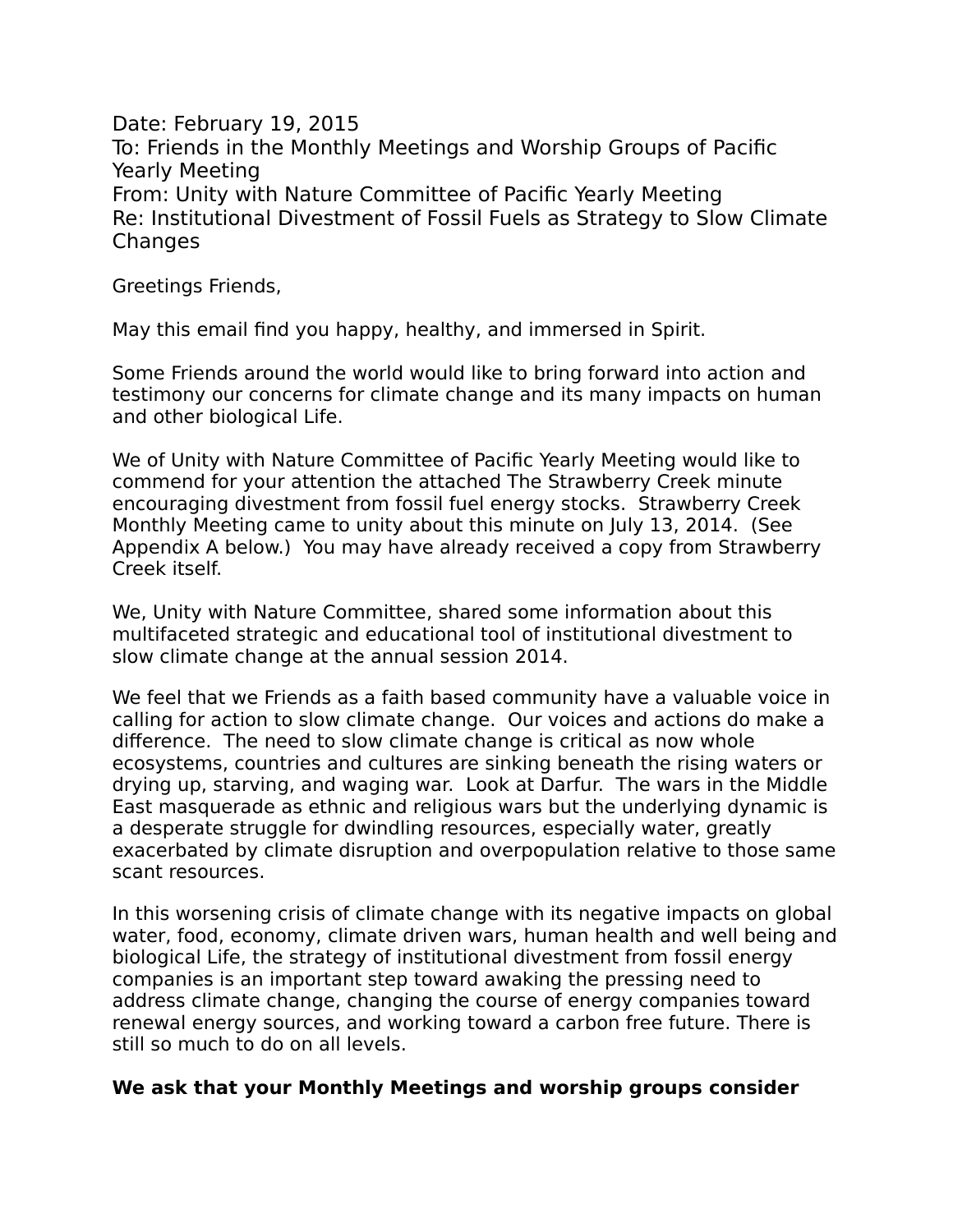Date: February 19, 2015
To: Friends in the Monthly Meetings and Worship Groups of Pacific Yearly Meeting
From: Unity with Nature Committee of Pacific Yearly Meeting
Re: Institutional Divestment of Fossil Fuels as Strategy to Slow Climate Changes

Greetings Friends,

May this email find you happy, healthy, and immersed in Spirit.

Some Friends around the world would like to bring forward into action and testimony our concerns for climate change and its many impacts on human and other biological Life.

We of Unity with Nature Committee of Pacific Yearly Meeting would like to commend for your attention the attached The Strawberry Creek minute encouraging divestment from fossil fuel energy stocks. Strawberry Creek Monthly Meeting came to unity about this minute on July 13, 2014. (See Appendix A below.) You may have already received a copy from Strawberry Creek itself.

We, Unity with Nature Committee, shared some information about this multifaceted strategic and educational tool of institutional divestment to slow climate change at the annual session 2014.

We feel that we Friends as a faith based community have a valuable voice in calling for action to slow climate change. Our voices and actions do make a difference. The need to slow climate change is critical as now whole ecosystems, countries and cultures are sinking beneath the rising waters or drying up, starving, and waging war. Look at Darfur. The wars in the Middle East masquerade as ethnic and religious wars but the underlying dynamic is a desperate struggle for dwindling resources, especially water, greatly exacerbated by climate disruption and overpopulation relative to those same scant resources.

In this worsening crisis of climate change with its negative impacts on global water, food, economy, climate driven wars, human health and well being and biological Life, the strategy of institutional divestment from fossil energy companies is an important step toward awaking the pressing need to address climate change, changing the course of energy companies toward renewal energy sources, and working toward a carbon free future. There is still so much to do on all levels.

**We ask that your Monthly Meetings and worship groups consider**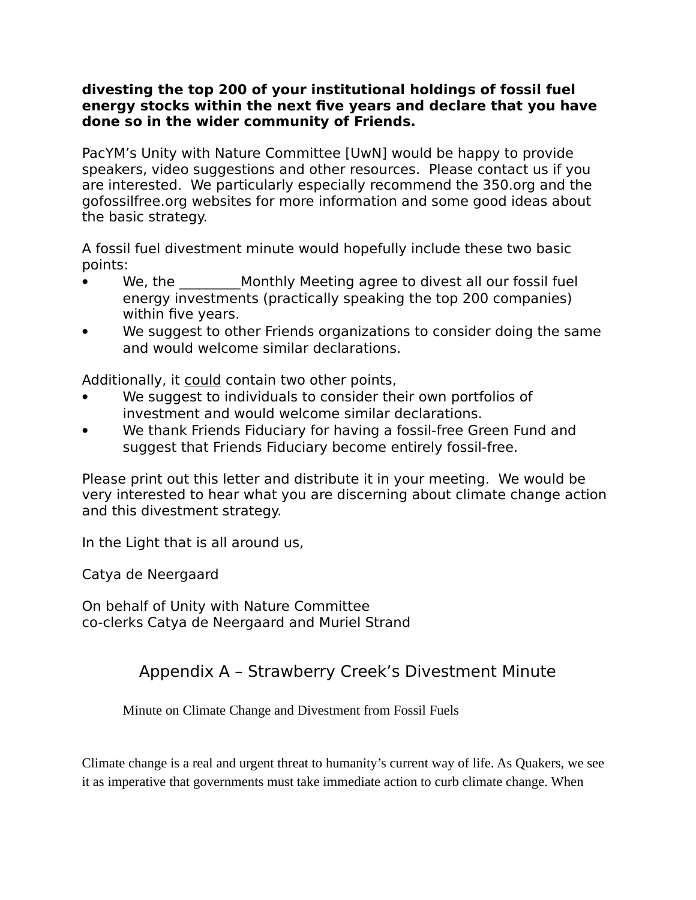**divesting the top 200 of your institutional holdings of fossil fuel energy stocks within the next five years and declare that you have done so in the wider community of Friends.**

PacYM's Unity with Nature Committee [UwN] would be happy to provide speakers, video suggestions and other resources.  Please contact us if you are interested.  We particularly especially recommend the 350.org and the gofossilfree.org websites for more information and some good ideas about the basic strategy.

A fossil fuel divestment minute would hopefully include these two basic points:

- We, the _________Monthly Meeting agree to divest all our fossil fuel energy investments (practically speaking the top 200 companies) within five years.
- We suggest to other Friends organizations to consider doing the same and would welcome similar declarations.

Additionally, it <u>could</u> contain two other points,

- We suggest to individuals to consider their own portfolios of investment and would welcome similar declarations.
- We thank Friends Fiduciary for having a fossil-free Green Fund and suggest that Friends Fiduciary become entirely fossil-free.

Please print out this letter and distribute it in your meeting.  We would be very interested to hear what you are discerning about climate change action and this divestment strategy.

In the Light that is all around us,

Catya de Neergaard

On behalf of Unity with Nature Committee
co-clerks Catya de Neergaard and Muriel Strand

## Appendix A – Strawberry Creek's Divestment Minute

Minute on Climate Change and Divestment from Fossil Fuels

Climate change is a real and urgent threat to humanity's current way of life. As Quakers, we see it as imperative that governments must take immediate action to curb climate change. When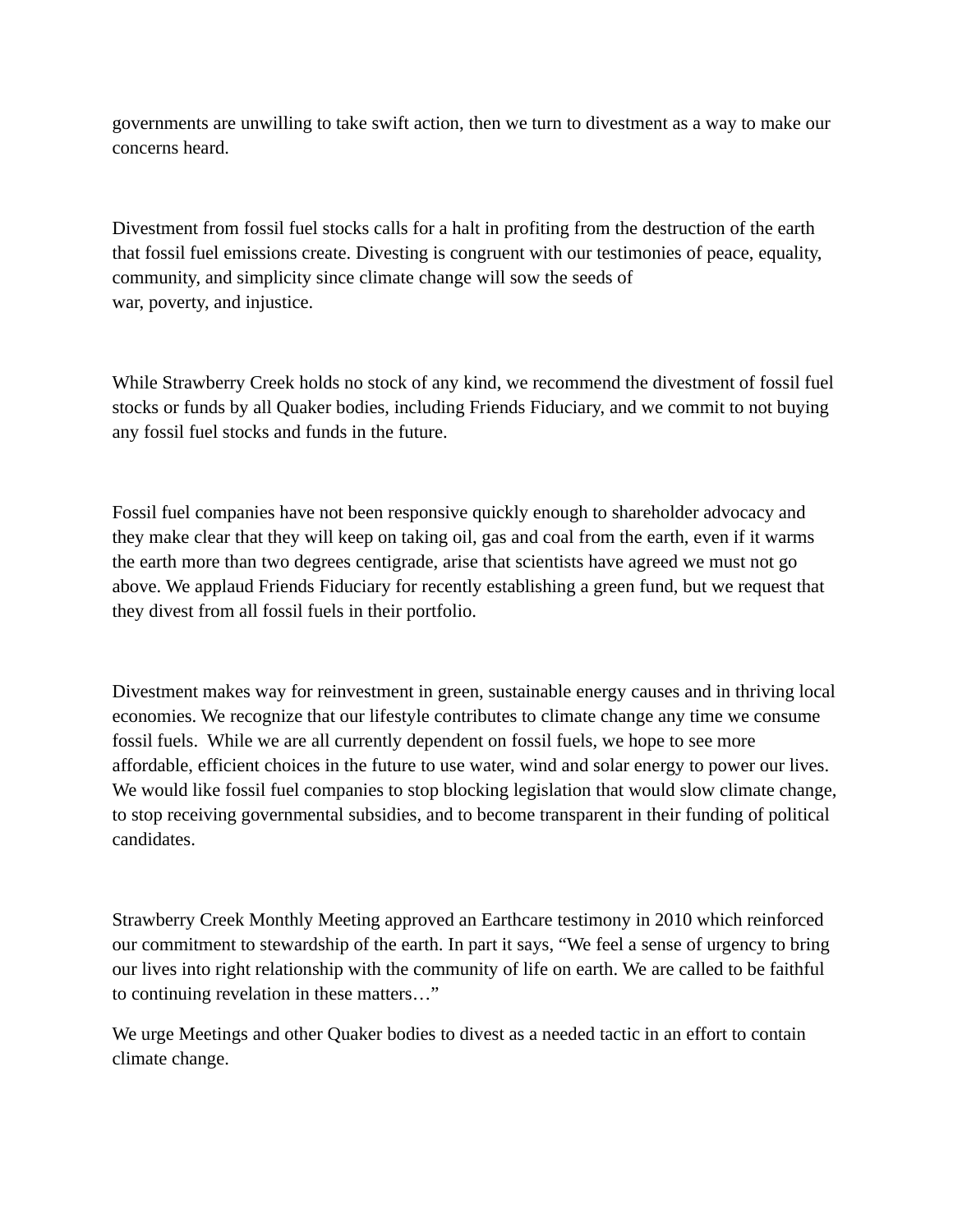governments are unwilling to take swift action, then we turn to divestment as a way to make our concerns heard.

Divestment from fossil fuel stocks calls for a halt in profiting from the destruction of the earth that fossil fuel emissions create. Divesting is congruent with our testimonies of peace, equality, community, and simplicity since climate change will sow the seeds of war, poverty, and injustice.

While Strawberry Creek holds no stock of any kind, we recommend the divestment of fossil fuel stocks or funds by all Quaker bodies, including Friends Fiduciary, and we commit to not buying any fossil fuel stocks and funds in the future.

Fossil fuel companies have not been responsive quickly enough to shareholder advocacy and they make clear that they will keep on taking oil, gas and coal from the earth, even if it warms the earth more than two degrees centigrade, arise that scientists have agreed we must not go above. We applaud Friends Fiduciary for recently establishing a green fund, but we request that they divest from all fossil fuels in their portfolio.

Divestment makes way for reinvestment in green, sustainable energy causes and in thriving local economies. We recognize that our lifestyle contributes to climate change any time we consume fossil fuels. While we are all currently dependent on fossil fuels, we hope to see more affordable, efficient choices in the future to use water, wind and solar energy to power our lives. We would like fossil fuel companies to stop blocking legislation that would slow climate change, to stop receiving governmental subsidies, and to become transparent in their funding of political candidates.

Strawberry Creek Monthly Meeting approved an Earthcare testimony in 2010 which reinforced our commitment to stewardship of the earth. In part it says, “We feel a sense of urgency to bring our lives into right relationship with the community of life on earth. We are called to be faithful to continuing revelation in these matters…”

We urge Meetings and other Quaker bodies to divest as a needed tactic in an effort to contain climate change.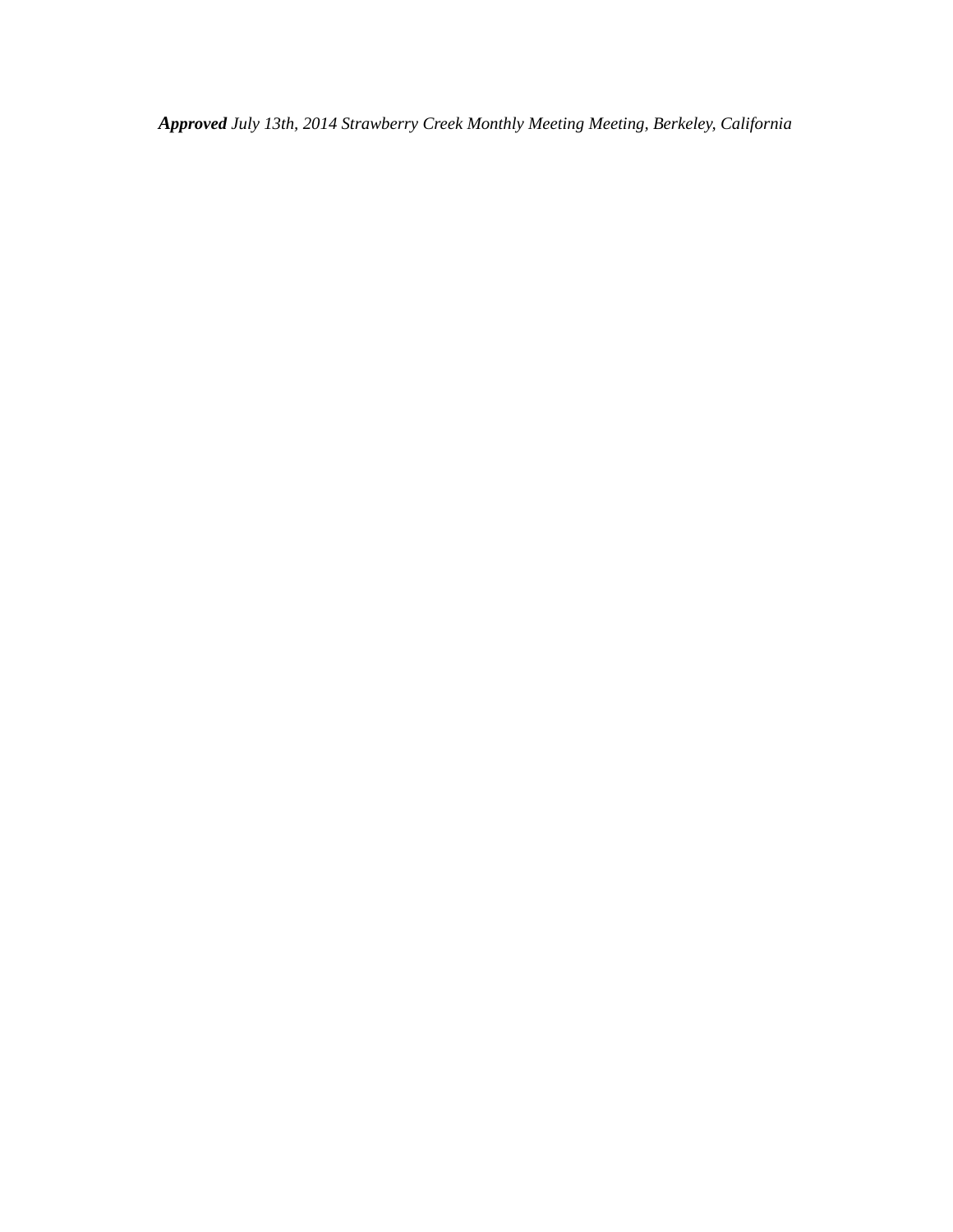***Approved*** *July 13th, 2014 Strawberry Creek Monthly Meeting Meeting, Berkeley, California*